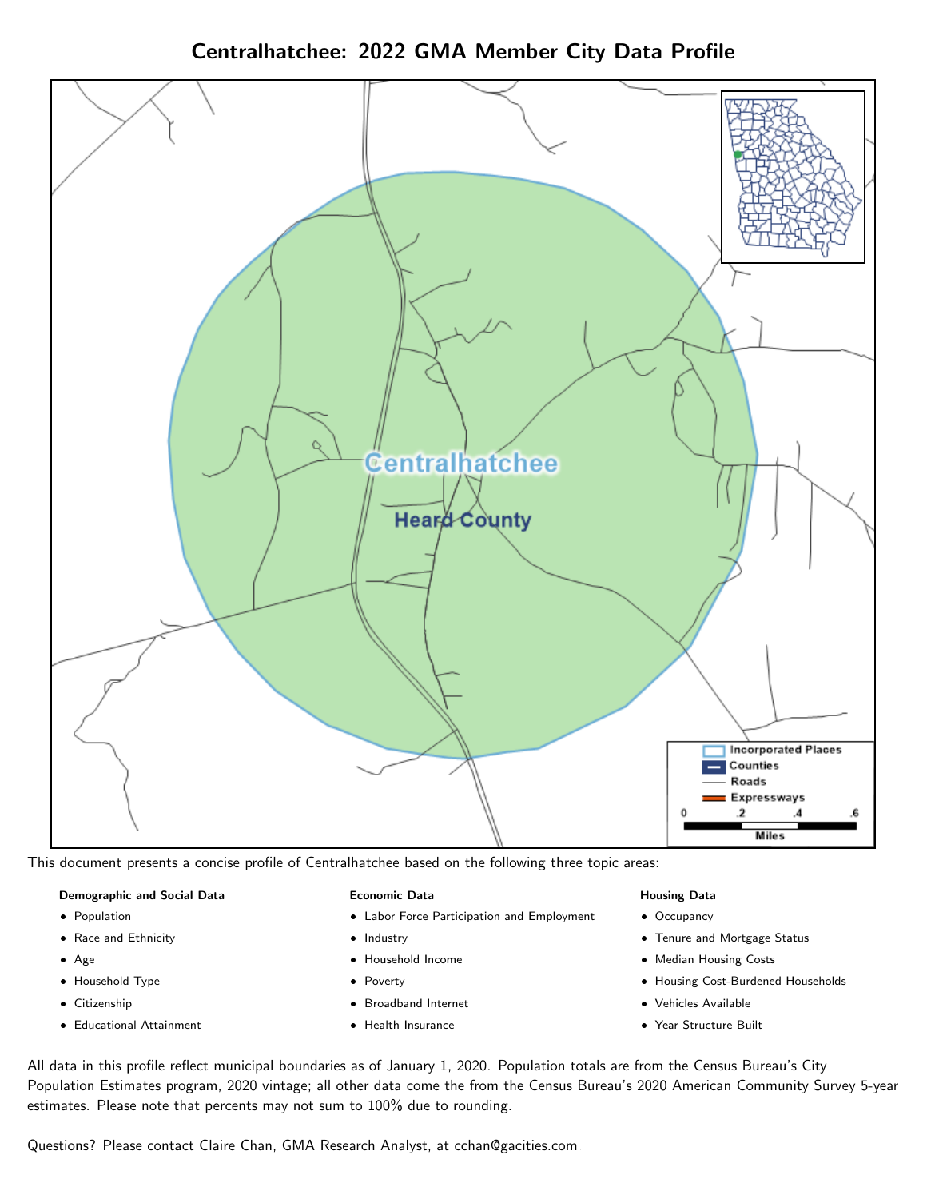# Centralhatchee: 2022 GMA Member City Data Profile

This document presents a concise profile of Centralhatchee based on the following three topic areas:

**Demographic and Social Data**

- Population
- Race and Ethnicity
- Age
- Household Type
- Citizenship
- Educational Attainment

**Economic Data**

- Labor Force Participation and Employment
- Industry
- Household Income
- Poverty
- Broadband Internet
- Health Insurance

**Housing Data**

- Occupancy
- Tenure and Mortgage Status
- Median Housing Costs
- Housing Cost-Burdened Households
- Vehicles Available
- Year Structure Built

All data in this profile reflect municipal boundaries as of January 1, 2020. Population totals are from the Census Bureau's City Population Estimates program, 2020 vintage; all other data come the from the Census Bureau's 2020 American Community Survey 5-year estimates. Please note that percents may not sum to 100% due to rounding.

Questions? Please contact Claire Chan, GMA Research Analyst, at cchan@gacities.com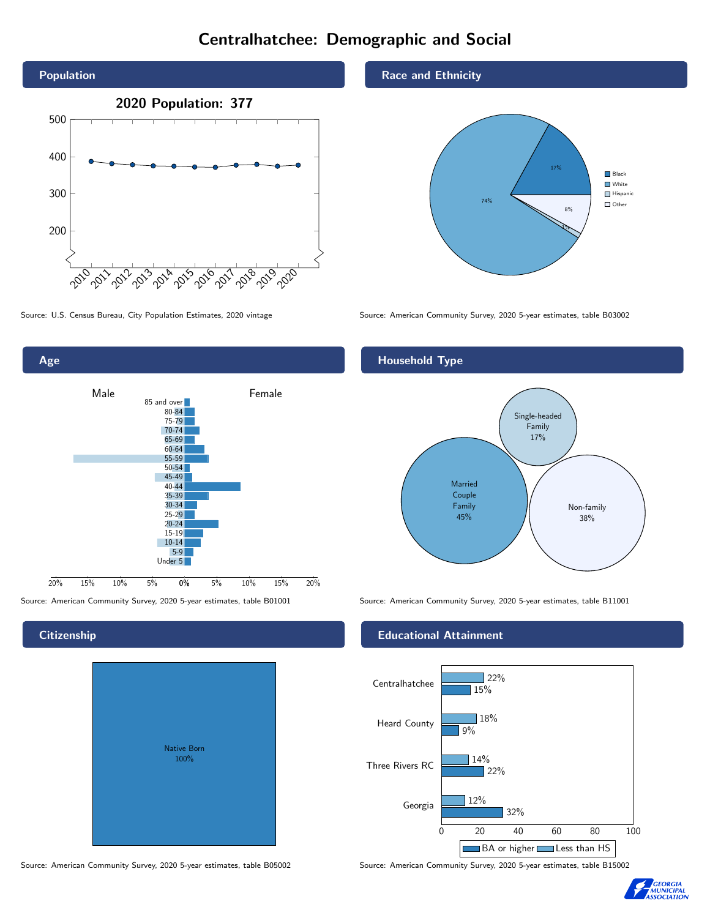# Centralhatchee: Demographic and Social

## Population

**2020 Population: 377**

Source: U.S. Census Bureau, City Population Estimates, 2020 vintage

## Race and Ethnicity

| Group | Percent |
| --- | --- |
| Black | 17% |
| White | 74% |
| Hispanic | 1% |
| Other | 8% |

Source: American Community Survey, 2020 5-year estimates, table B03002

## Age

Male / Female

Age groups: 85 and over, 80-84, 75-79, 70-74, 65-69, 60-64, 55-59, 50-54, 45-49, 40-44, 35-39, 30-34, 25-29, 20-24, 15-19, 10-14, 5-9, Under 5

Source: American Community Survey, 2020 5-year estimates, table B01001

## Household Type

| Type | Percent |
| --- | --- |
| Married Couple Family | 45% |
| Single-headed Family | 17% |
| Non-family | 38% |

Source: American Community Survey, 2020 5-year estimates, table B11001

## Citizenship

Native Born 100%

Source: American Community Survey, 2020 5-year estimates, table B05002

## Educational Attainment

| Area | Less than HS | BA or higher |
| --- | --- | --- |
| Centralhatchee | 22% | 15% |
| Heard County | 18% | 9% |
| Three Rivers RC | 14% | 22% |
| Georgia | 12% | 32% |

Source: American Community Survey, 2020 5-year estimates, table B15002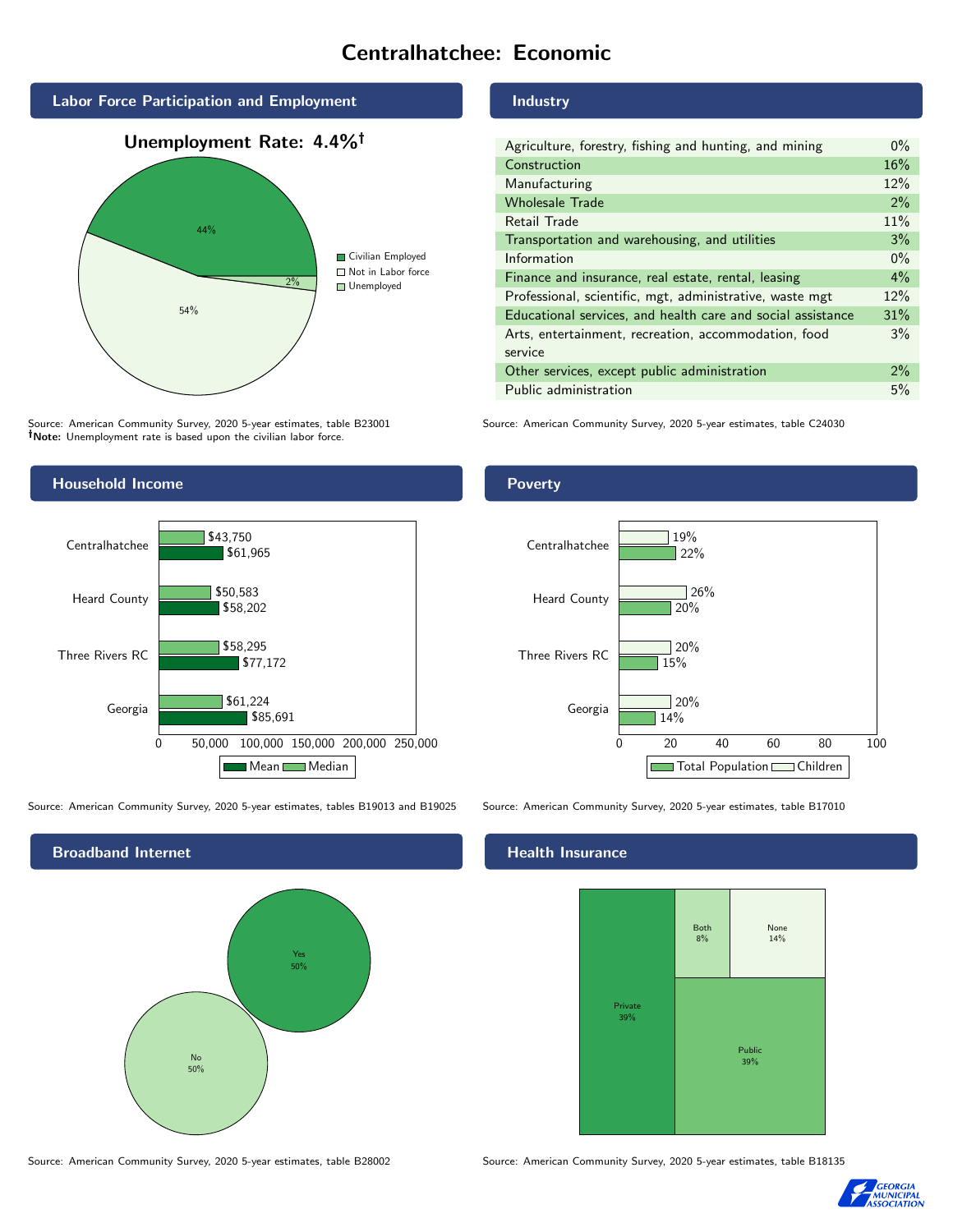# Centralhatchee: Economic

## Labor Force Participation and Employment

**Unemployment Rate: 4.4%†**

| Category | Percent |
|---|---|
| Civilian Employed | 44% |
| Not in Labor force | 54% |
| Unemployed | 2% |

Source: American Community Survey, 2020 5-year estimates, table B23001
†**Note:** Unemployment rate is based upon the civilian labor force.

## Industry

| Industry | Percent |
|---|---|
| Agriculture, forestry, fishing and hunting, and mining | 0% |
| Construction | 16% |
| Manufacturing | 12% |
| Wholesale Trade | 2% |
| Retail Trade | 11% |
| Transportation and warehousing, and utilities | 3% |
| Information | 0% |
| Finance and insurance, real estate, rental, leasing | 4% |
| Professional, scientific, mgt, administrative, waste mgt | 12% |
| Educational services, and health care and social assistance | 31% |
| Arts, entertainment, recreation, accommodation, food service | 3% |
| Other services, except public administration | 2% |
| Public administration | 5% |

Source: American Community Survey, 2020 5-year estimates, table C24030

## Household Income

| | Median | Mean |
|---|---|---|
| Centralhatchee | $43,750 | $61,965 |
| Heard County | $50,583 | $58,202 |
| Three Rivers RC | $58,295 | $77,172 |
| Georgia | $61,224 | $85,691 |

Source: American Community Survey, 2020 5-year estimates, tables B19013 and B19025

## Poverty

| | Children | Total Population |
|---|---|---|
| Centralhatchee | 19% | 22% |
| Heard County | 26% | 20% |
| Three Rivers RC | 20% | 15% |
| Georgia | 20% | 14% |

Source: American Community Survey, 2020 5-year estimates, table B17010

## Broadband Internet

| | Percent |
|---|---|
| Yes | 50% |
| No | 50% |

Source: American Community Survey, 2020 5-year estimates, table B28002

## Health Insurance

| | Percent |
|---|---|
| Private | 39% |
| Public | 39% |
| Both | 8% |
| None | 14% |

Source: American Community Survey, 2020 5-year estimates, table B18135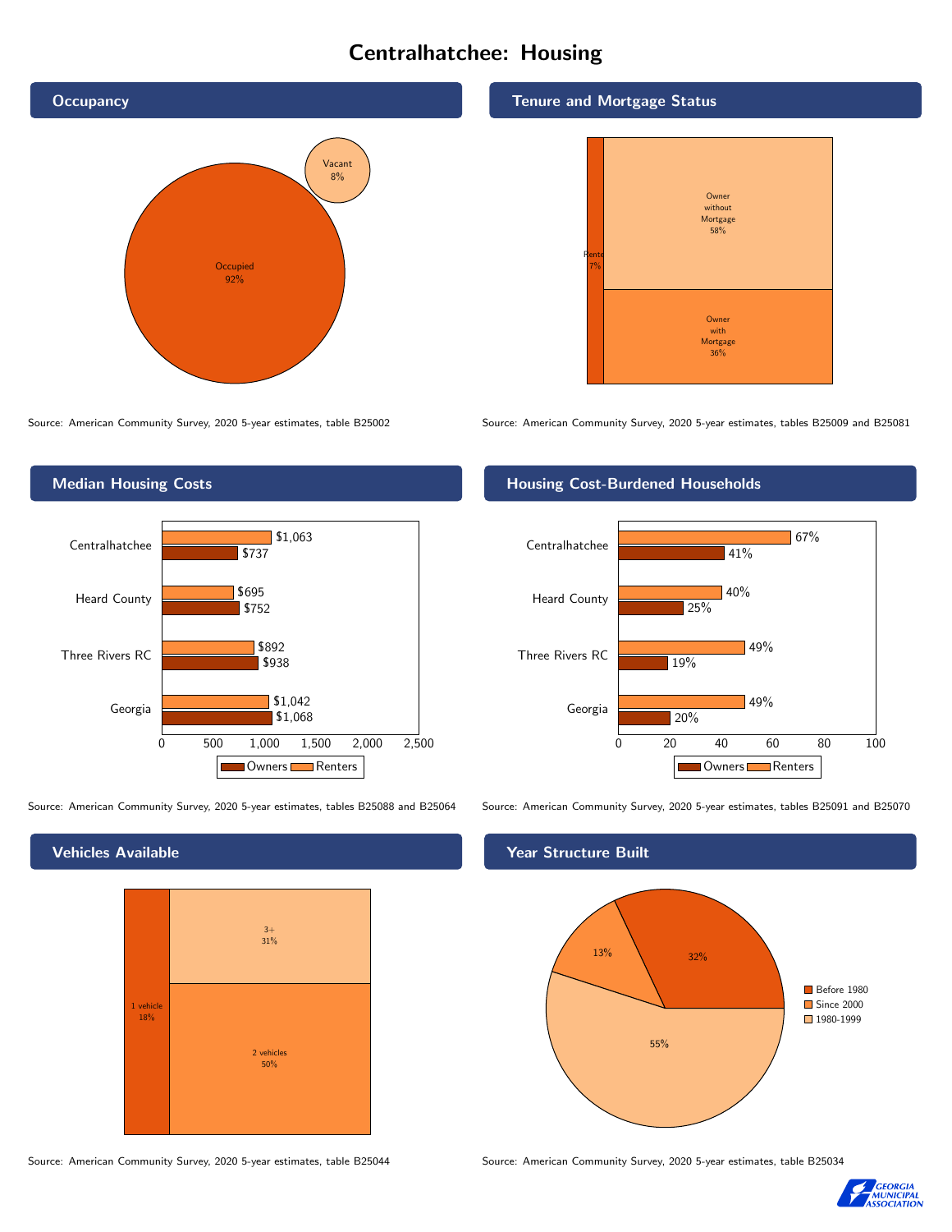# Centralhatchee: Housing

## Occupancy

Vacant
8%

Occupied
92%

Source: American Community Survey, 2020 5-year estimates, table B25002

## Tenure and Mortgage Status

Renter
7%

Owner
without
Mortgage
58%

Owner
with
Mortgage
36%

Source: American Community Survey, 2020 5-year estimates, tables B25009 and B25081

## Median Housing Costs

Centralhatchee
$1,063
$737

Heard County
$695
$752

Three Rivers RC
$892
$938

Georgia
$1,042
$1,068

0 500 1,000 1,500 2,000 2,500

Owners Renters

Source: American Community Survey, 2020 5-year estimates, tables B25088 and B25064

## Housing Cost-Burdened Households

Centralhatchee
67%
41%

Heard County
40%
25%

Three Rivers RC
49%
19%

Georgia
49%
20%

0 20 40 60 80 100

Owners Renters

Source: American Community Survey, 2020 5-year estimates, tables B25091 and B25070

## Vehicles Available

1 vehicle
18%

3+
31%

2 vehicles
50%

Source: American Community Survey, 2020 5-year estimates, table B25044

## Year Structure Built

32%
13%
55%

Before 1980
Since 2000
1980-1999

Source: American Community Survey, 2020 5-year estimates, table B25034